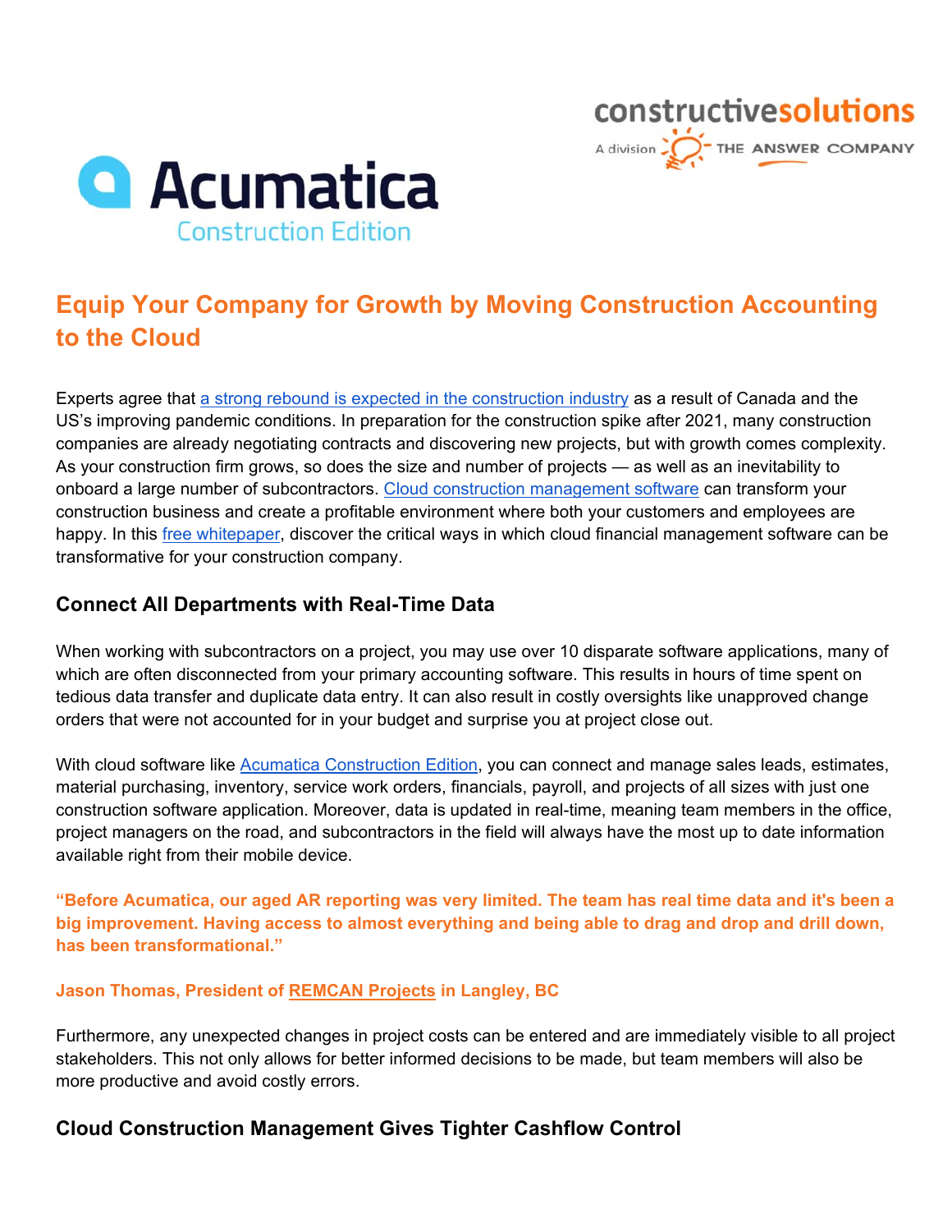constructivesolutions

A division THE ANSWER COMPANY

Acumatica

Construction Edition

# Equip Your Company for Growth by Moving Construction Accounting to the Cloud

Experts agree that a strong rebound is expected in the construction industry as a result of Canada and the US's improving pandemic conditions. In preparation for the construction spike after 2021, many construction companies are already negotiating contracts and discovering new projects, but with growth comes complexity. As your construction firm grows, so does the size and number of projects — as well as an inevitability to onboard a large number of subcontractors. Cloud construction management software can transform your construction business and create a profitable environment where both your customers and employees are happy. In this free whitepaper, discover the critical ways in which cloud financial management software can be transformative for your construction company.

## Connect All Departments with Real-Time Data

When working with subcontractors on a project, you may use over 10 disparate software applications, many of which are often disconnected from your primary accounting software. This results in hours of time spent on tedious data transfer and duplicate data entry. It can also result in costly oversights like unapproved change orders that were not accounted for in your budget and surprise you at project close out.

With cloud software like Acumatica Construction Edition, you can connect and manage sales leads, estimates, material purchasing, inventory, service work orders, financials, payroll, and projects of all sizes with just one construction software application. Moreover, data is updated in real-time, meaning team members in the office, project managers on the road, and subcontractors in the field will always have the most up to date information available right from their mobile device.

**"Before Acumatica, our aged AR reporting was very limited. The team has real time data and it's been a big improvement. Having access to almost everything and being able to drag and drop and drill down, has been transformational."**

**Jason Thomas, President of REMCAN Projects in Langley, BC**

Furthermore, any unexpected changes in project costs can be entered and are immediately visible to all project stakeholders. This not only allows for better informed decisions to be made, but team members will also be more productive and avoid costly errors.

## Cloud Construction Management Gives Tighter Cashflow Control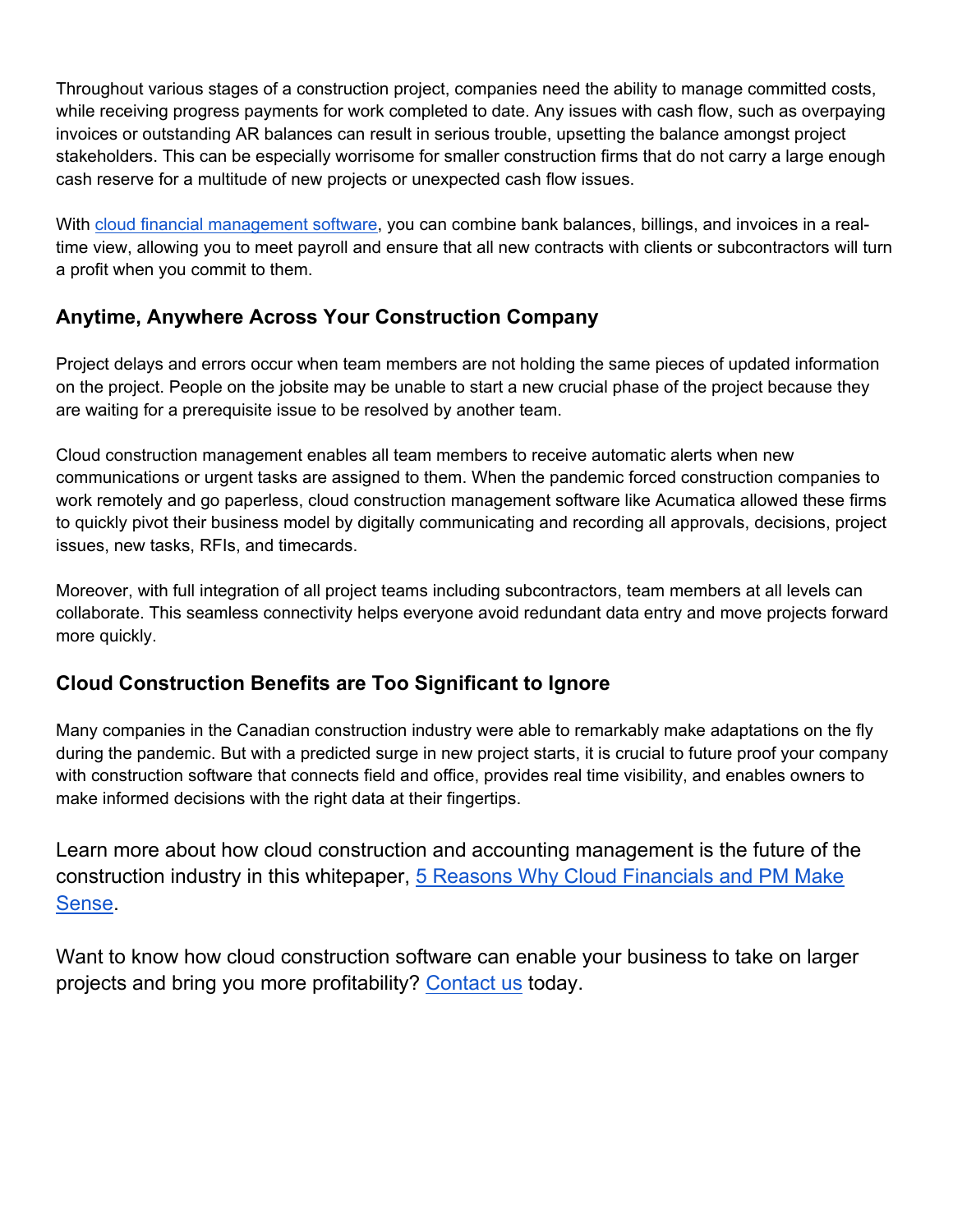Throughout various stages of a construction project, companies need the ability to manage committed costs, while receiving progress payments for work completed to date. Any issues with cash flow, such as overpaying invoices or outstanding AR balances can result in serious trouble, upsetting the balance amongst project stakeholders. This can be especially worrisome for smaller construction firms that do not carry a large enough cash reserve for a multitude of new projects or unexpected cash flow issues.

With [cloud financial management software](), you can combine bank balances, billings, and invoices in a real-time view, allowing you to meet payroll and ensure that all new contracts with clients or subcontractors will turn a profit when you commit to them.

## Anytime, Anywhere Across Your Construction Company

Project delays and errors occur when team members are not holding the same pieces of updated information on the project. People on the jobsite may be unable to start a new crucial phase of the project because they are waiting for a prerequisite issue to be resolved by another team.

Cloud construction management enables all team members to receive automatic alerts when new communications or urgent tasks are assigned to them. When the pandemic forced construction companies to work remotely and go paperless, cloud construction management software like Acumatica allowed these firms to quickly pivot their business model by digitally communicating and recording all approvals, decisions, project issues, new tasks, RFIs, and timecards.

Moreover, with full integration of all project teams including subcontractors, team members at all levels can collaborate. This seamless connectivity helps everyone avoid redundant data entry and move projects forward more quickly.

## Cloud Construction Benefits are Too Significant to Ignore

Many companies in the Canadian construction industry were able to remarkably make adaptations on the fly during the pandemic. But with a predicted surge in new project starts, it is crucial to future proof your company with construction software that connects field and office, provides real time visibility, and enables owners to make informed decisions with the right data at their fingertips.

Learn more about how cloud construction and accounting management is the future of the construction industry in this whitepaper, [5 Reasons Why Cloud Financials and PM Make Sense]().

Want to know how cloud construction software can enable your business to take on larger projects and bring you more profitability? [Contact us]() today.